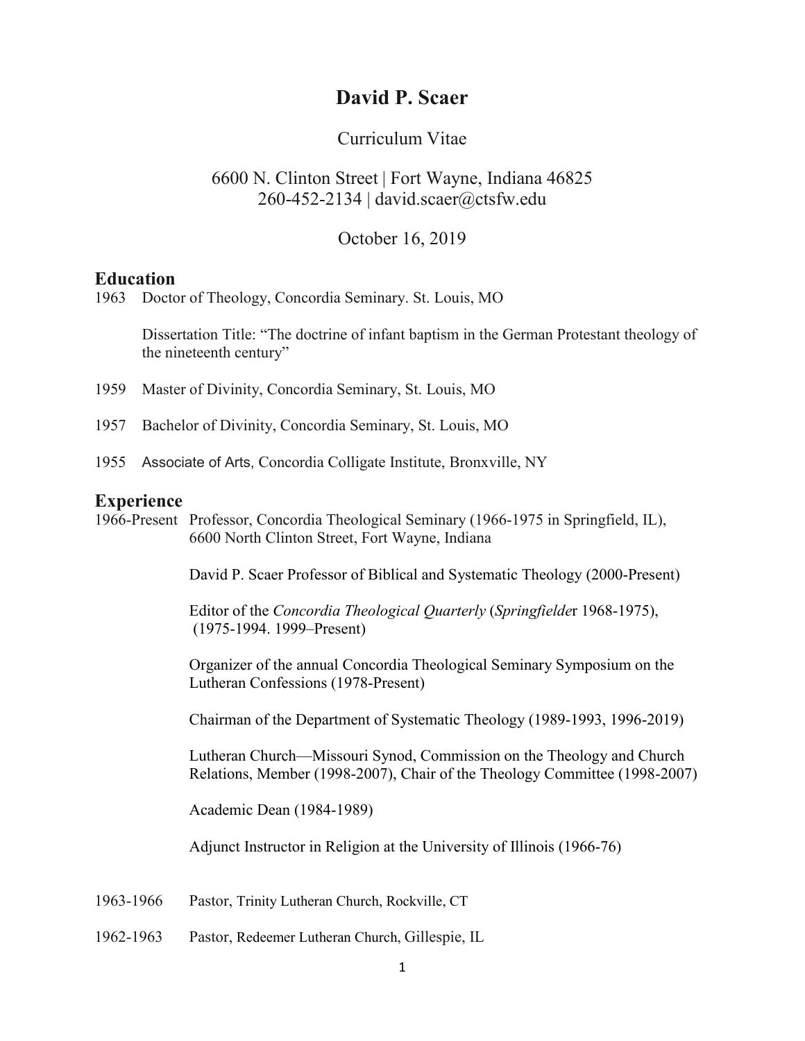# David P. Scaer

Curriculum Vitae

6600 N. Clinton Street | Fort Wayne, Indiana 46825
260-452-2134 | david.scaer@ctsfw.edu

October 16, 2019

## Education

1963 Doctor of Theology, Concordia Seminary. St. Louis, MO

Dissertation Title: "The doctrine of infant baptism in the German Protestant theology of the nineteenth century"

1959 Master of Divinity, Concordia Seminary, St. Louis, MO

1957 Bachelor of Divinity, Concordia Seminary, St. Louis, MO

1955 Associate of Arts, Concordia Colligate Institute, Bronxville, NY

## Experience

1966-Present Professor, Concordia Theological Seminary (1966-1975 in Springfield, IL), 6600 North Clinton Street, Fort Wayne, Indiana

David P. Scaer Professor of Biblical and Systematic Theology (2000-Present)

Editor of the *Concordia Theological Quarterly* (*Springfielde*r 1968-1975), (1975-1994. 1999–Present)

Organizer of the annual Concordia Theological Seminary Symposium on the Lutheran Confessions (1978-Present)

Chairman of the Department of Systematic Theology (1989-1993, 1996-2019)

Lutheran Church—Missouri Synod, Commission on the Theology and Church Relations, Member (1998-2007), Chair of the Theology Committee (1998-2007)

Academic Dean (1984-1989)

Adjunct Instructor in Religion at the University of Illinois (1966-76)

1963-1966 Pastor, Trinity Lutheran Church, Rockville, CT

1962-1963 Pastor, Redeemer Lutheran Church, Gillespie, IL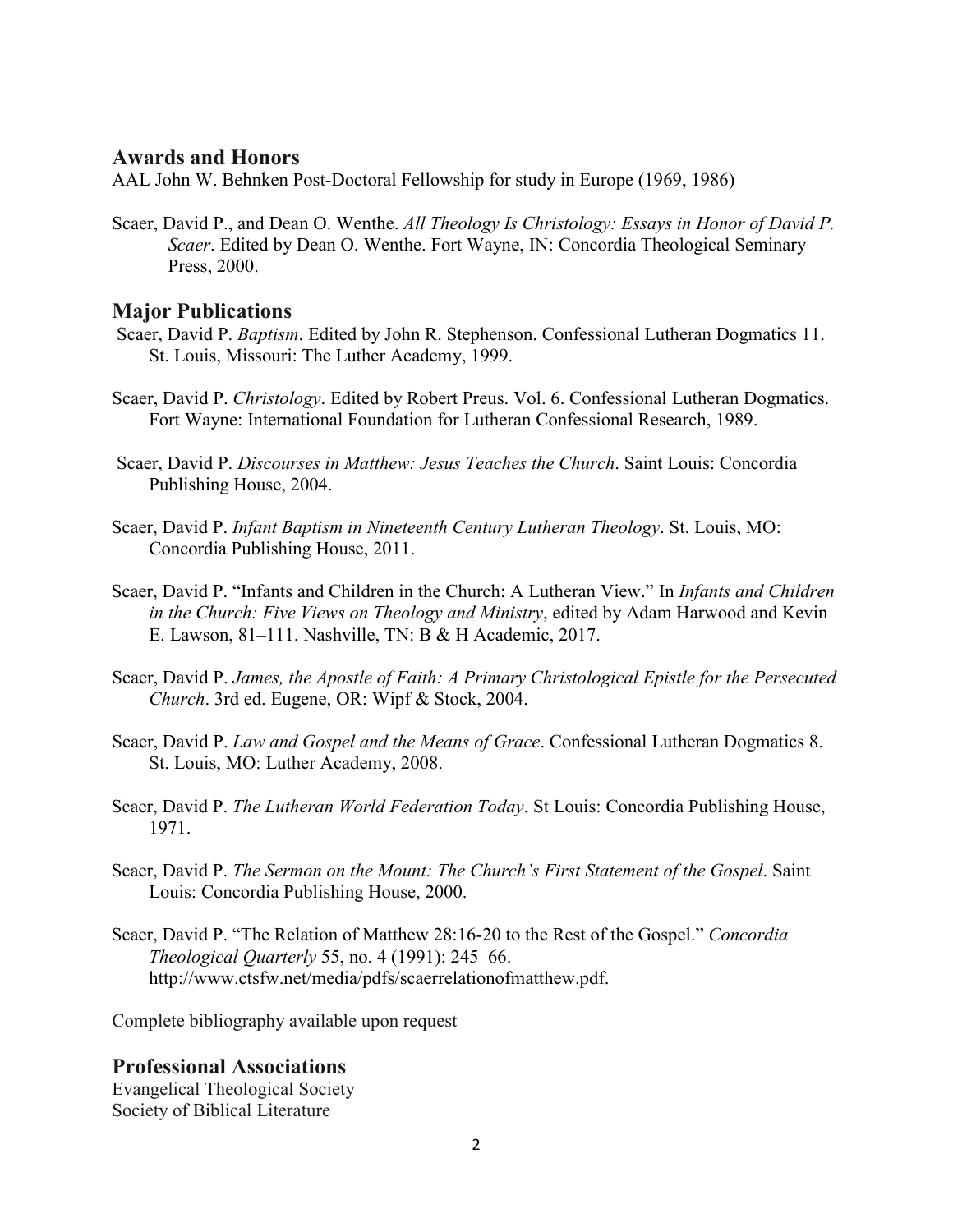## Awards and Honors

AAL John W. Behnken Post-Doctoral Fellowship for study in Europe (1969, 1986)

Scaer, David P., and Dean O. Wenthe. *All Theology Is Christology: Essays in Honor of David P. Scaer*. Edited by Dean O. Wenthe. Fort Wayne, IN: Concordia Theological Seminary Press, 2000.

## Major Publications

Scaer, David P. *Baptism*. Edited by John R. Stephenson. Confessional Lutheran Dogmatics 11. St. Louis, Missouri: The Luther Academy, 1999.

Scaer, David P. *Christology*. Edited by Robert Preus. Vol. 6. Confessional Lutheran Dogmatics. Fort Wayne: International Foundation for Lutheran Confessional Research, 1989.

Scaer, David P. *Discourses in Matthew: Jesus Teaches the Church*. Saint Louis: Concordia Publishing House, 2004.

Scaer, David P. *Infant Baptism in Nineteenth Century Lutheran Theology*. St. Louis, MO: Concordia Publishing House, 2011.

Scaer, David P. "Infants and Children in the Church: A Lutheran View." In *Infants and Children in the Church: Five Views on Theology and Ministry*, edited by Adam Harwood and Kevin E. Lawson, 81–111. Nashville, TN: B & H Academic, 2017.

Scaer, David P. *James, the Apostle of Faith: A Primary Christological Epistle for the Persecuted Church*. 3rd ed. Eugene, OR: Wipf & Stock, 2004.

Scaer, David P. *Law and Gospel and the Means of Grace*. Confessional Lutheran Dogmatics 8. St. Louis, MO: Luther Academy, 2008.

Scaer, David P. *The Lutheran World Federation Today*. St Louis: Concordia Publishing House, 1971.

Scaer, David P. *The Sermon on the Mount: The Church's First Statement of the Gospel*. Saint Louis: Concordia Publishing House, 2000.

Scaer, David P. "The Relation of Matthew 28:16-20 to the Rest of the Gospel." *Concordia Theological Quarterly* 55, no. 4 (1991): 245–66. http://www.ctsfw.net/media/pdfs/scaerrelationofmatthew.pdf.

Complete bibliography available upon request

## Professional Associations

Evangelical Theological Society
Society of Biblical Literature